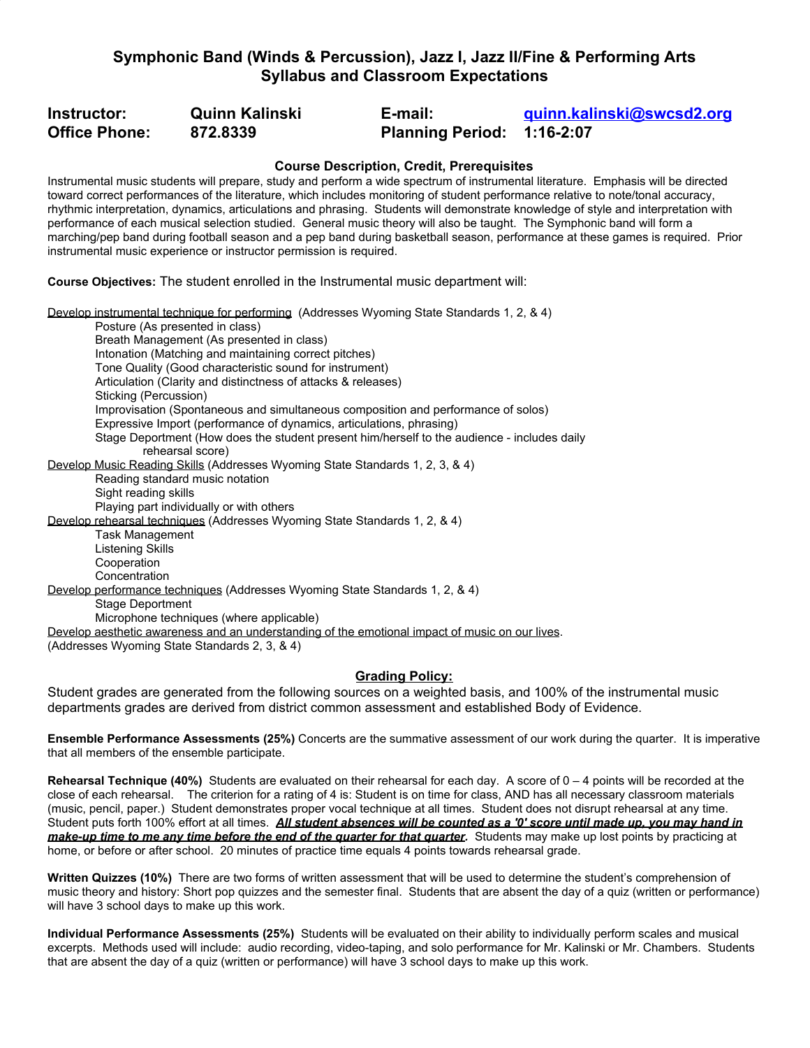# Symphonic Band (Winds & Percussion), Jazz I, Jazz II/Fine & Performing Arts Syllabus and Classroom Expectations

**Instructor:** Quinn Kalinski  
**E-mail:** quinn.kalinski@swcsd2.org  
**Office Phone:** 872.8339  
**Planning Period:** 1:16-2:07

### Course Description, Credit, Prerequisites

Instrumental music students will prepare, study and perform a wide spectrum of instrumental literature. Emphasis will be directed toward correct performances of the literature, which includes monitoring of student performance relative to note/tonal accuracy, rhythmic interpretation, dynamics, articulations and phrasing. Students will demonstrate knowledge of style and interpretation with performance of each musical selection studied. General music theory will also be taught. The Symphonic band will form a marching/pep band during football season and a pep band during basketball season, performance at these games is required. Prior instrumental music experience or instructor permission is required.

**Course Objectives:** The student enrolled in the Instrumental music department will:

<u>Develop instrumental technique for performing</u> (Addresses Wyoming State Standards 1, 2, & 4)
- Posture (As presented in class)
- Breath Management (As presented in class)
- Intonation (Matching and maintaining correct pitches)
- Tone Quality (Good characteristic sound for instrument)
- Articulation (Clarity and distinctness of attacks & releases)
- Sticking (Percussion)
- Improvisation (Spontaneous and simultaneous composition and performance of solos)
- Expressive Import (performance of dynamics, articulations, phrasing)
- Stage Deportment (How does the student present him/herself to the audience - includes daily rehearsal score)

<u>Develop Music Reading Skills</u> (Addresses Wyoming State Standards 1, 2, 3, & 4)
- Reading standard music notation
- Sight reading skills
- Playing part individually or with others

<u>Develop rehearsal techniques</u> (Addresses Wyoming State Standards 1, 2, & 4)
- Task Management
- Listening Skills
- Cooperation
- Concentration

<u>Develop performance techniques</u> (Addresses Wyoming State Standards 1, 2, & 4)
- Stage Deportment
- Microphone techniques (where applicable)

<u>Develop aesthetic awareness and an understanding of the emotional impact of music on our lives</u>. (Addresses Wyoming State Standards 2, 3, & 4)

### Grading Policy:

Student grades are generated from the following sources on a weighted basis, and 100% of the instrumental music departments grades are derived from district common assessment and established Body of Evidence.

**Ensemble Performance Assessments (25%)** Concerts are the summative assessment of our work during the quarter. It is imperative that all members of the ensemble participate.

**Rehearsal Technique (40%)** Students are evaluated on their rehearsal for each day. A score of 0 – 4 points will be recorded at the close of each rehearsal. The criterion for a rating of 4 is: Student is on time for class, AND has all necessary classroom materials (music, pencil, paper.) Student demonstrates proper vocal technique at all times. Student does not disrupt rehearsal at any time. Student puts forth 100% effort at all times. ***<u>All student absences will be counted as a '0' score until made up, you may hand in make-up time to me any time before the end of the quarter for that quarter</u>.*** Students may make up lost points by practicing at home, or before or after school. 20 minutes of practice time equals 4 points towards rehearsal grade.

**Written Quizzes (10%)** There are two forms of written assessment that will be used to determine the student's comprehension of music theory and history: Short pop quizzes and the semester final. Students that are absent the day of a quiz (written or performance) will have 3 school days to make up this work.

**Individual Performance Assessments (25%)** Students will be evaluated on their ability to individually perform scales and musical excerpts. Methods used will include: audio recording, video-taping, and solo performance for Mr. Kalinski or Mr. Chambers. Students that are absent the day of a quiz (written or performance) will have 3 school days to make up this work.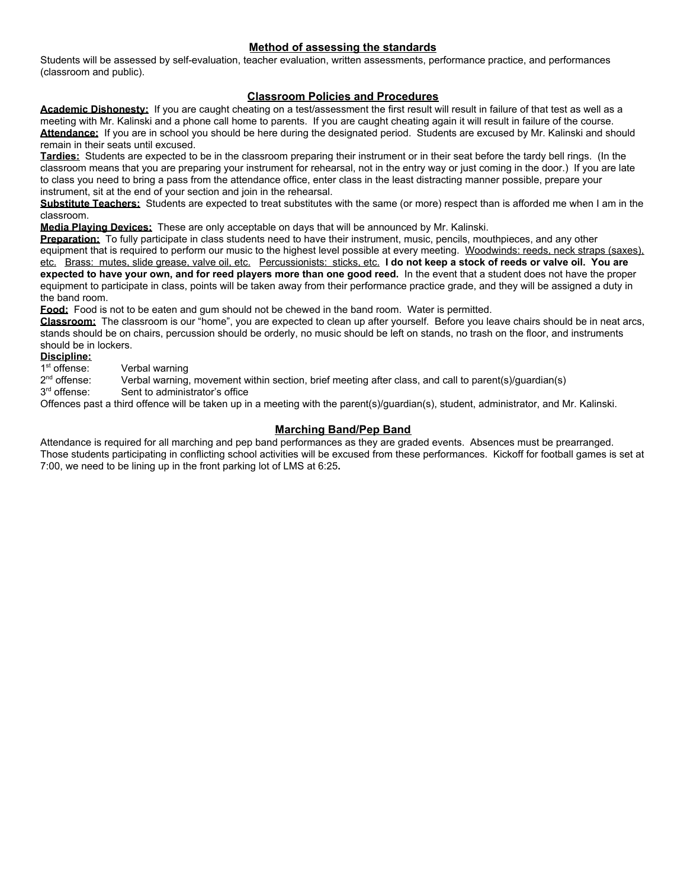## Method of assessing the standards

Students will be assessed by self-evaluation, teacher evaluation, written assessments, performance practice, and performances (classroom and public).

## Classroom Policies and Procedures

**Academic Dishonesty:** If you are caught cheating on a test/assessment the first result will result in failure of that test as well as a meeting with Mr. Kalinski and a phone call home to parents. If you are caught cheating again it will result in failure of the course.
**Attendance:** If you are in school you should be here during the designated period. Students are excused by Mr. Kalinski and should remain in their seats until excused.
**Tardies:** Students are expected to be in the classroom preparing their instrument or in their seat before the tardy bell rings. (In the classroom means that you are preparing your instrument for rehearsal, not in the entry way or just coming in the door.) If you are late to class you need to bring a pass from the attendance office, enter class in the least distracting manner possible, prepare your instrument, sit at the end of your section and join in the rehearsal.
**Substitute Teachers:** Students are expected to treat substitutes with the same (or more) respect than is afforded me when I am in the classroom.
**Media Playing Devices:** These are only acceptable on days that will be announced by Mr. Kalinski.
**Preparation:** To fully participate in class students need to have their instrument, music, pencils, mouthpieces, and any other equipment that is required to perform our music to the highest level possible at every meeting. Woodwinds: reeds, neck straps (saxes), etc. Brass: mutes, slide grease, valve oil, etc. Percussionists: sticks, etc. **I do not keep a stock of reeds or valve oil. You are expected to have your own, and for reed players more than one good reed.** In the event that a student does not have the proper equipment to participate in class, points will be taken away from their performance practice grade, and they will be assigned a duty in the band room.
**Food:** Food is not to be eaten and gum should not be chewed in the band room. Water is permitted.
**Classroom:** The classroom is our "home", you are expected to clean up after yourself. Before you leave chairs should be in neat arcs, stands should be on chairs, percussion should be orderly, no music should be left on stands, no trash on the floor, and instruments should be in lockers.
**Discipline:**
1st offense: Verbal warning
2nd offense: Verbal warning, movement within section, brief meeting after class, and call to parent(s)/guardian(s)
3rd offense: Sent to administrator's office
Offences past a third offence will be taken up in a meeting with the parent(s)/guardian(s), student, administrator, and Mr. Kalinski.

## Marching Band/Pep Band

Attendance is required for all marching and pep band performances as they are graded events. Absences must be prearranged. Those students participating in conflicting school activities will be excused from these performances. Kickoff for football games is set at 7:00, we need to be lining up in the front parking lot of LMS at 6:25**.**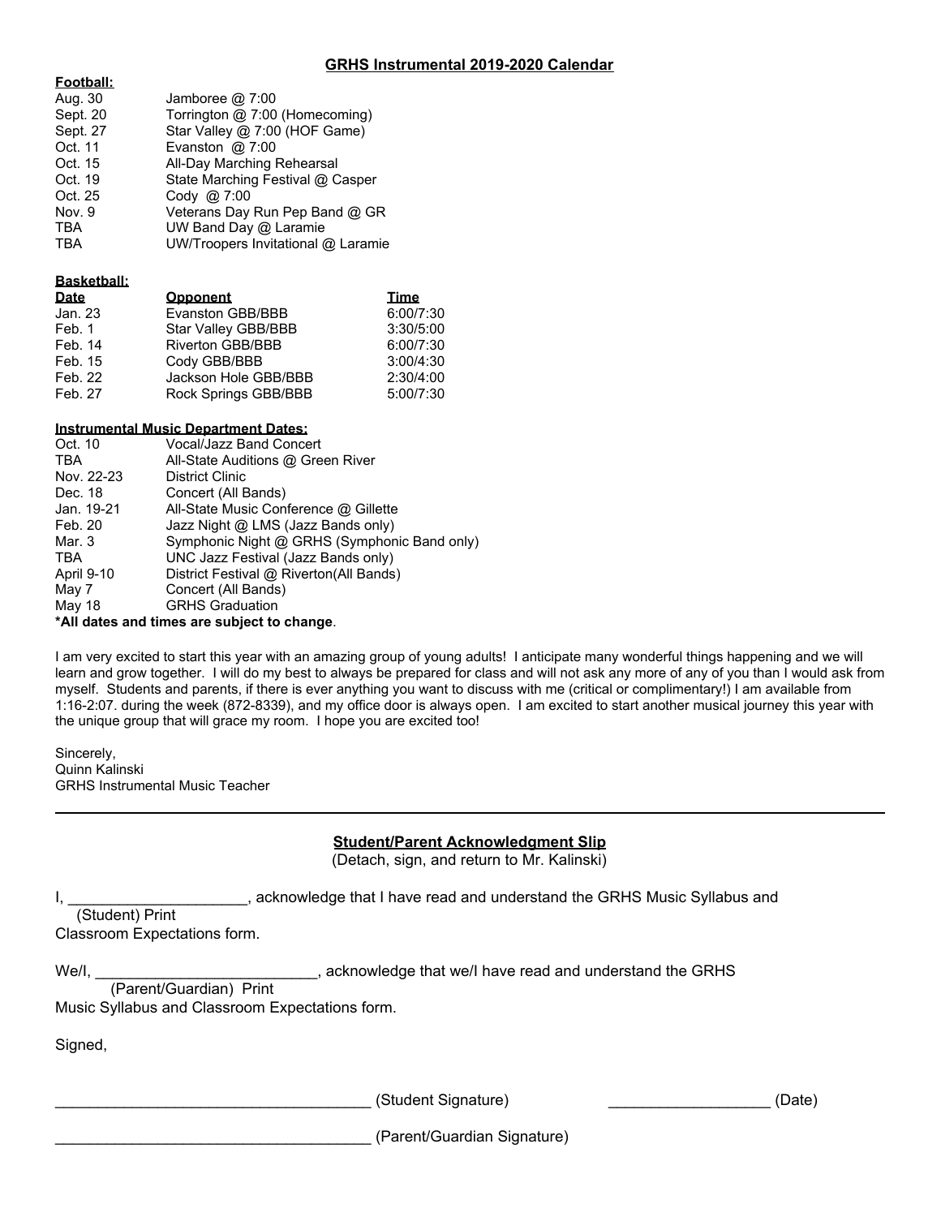## GRHS Instrumental 2019-2020 Calendar

**Football:**

| | |
|---|---|
| Aug. 30 | Jamboree @ 7:00 |
| Sept. 20 | Torrington @ 7:00 (Homecoming) |
| Sept. 27 | Star Valley @ 7:00 (HOF Game) |
| Oct. 11 | Evanston @ 7:00 |
| Oct. 15 | All-Day Marching Rehearsal |
| Oct. 19 | State Marching Festival @ Casper |
| Oct. 25 | Cody @ 7:00 |
| Nov. 9 | Veterans Day Run Pep Band @ GR |
| TBA | UW Band Day @ Laramie |
| TBA | UW/Troopers Invitational @ Laramie |

**Basketball:**

| Date | Opponent | Time |
|---|---|---|
| Jan. 23 | Evanston GBB/BBB | 6:00/7:30 |
| Feb. 1 | Star Valley GBB/BBB | 3:30/5:00 |
| Feb. 14 | Riverton GBB/BBB | 6:00/7:30 |
| Feb. 15 | Cody GBB/BBB | 3:00/4:30 |
| Feb. 22 | Jackson Hole GBB/BBB | 2:30/4:00 |
| Feb. 27 | Rock Springs GBB/BBB | 5:00/7:30 |

**Instrumental Music Department Dates:**

| | |
|---|---|
| Oct. 10 | Vocal/Jazz Band Concert |
| TBA | All-State Auditions @ Green River |
| Nov. 22-23 | District Clinic |
| Dec. 18 | Concert (All Bands) |
| Jan. 19-21 | All-State Music Conference @ Gillette |
| Feb. 20 | Jazz Night @ LMS (Jazz Bands only) |
| Mar. 3 | Symphonic Night @ GRHS (Symphonic Band only) |
| TBA | UNC Jazz Festival (Jazz Bands only) |
| April 9-10 | District Festival @ Riverton(All Bands) |
| May 7 | Concert (All Bands) |
| May 18 | GRHS Graduation |

**\*All dates and times are subject to change**.

I am very excited to start this year with an amazing group of young adults! I anticipate many wonderful things happening and we will learn and grow together. I will do my best to always be prepared for class and will not ask any more of any of you than I would ask from myself. Students and parents, if there is ever anything you want to discuss with me (critical or complimentary!) I am available from 1:16-2:07. during the week (872-8339), and my office door is always open. I am excited to start another musical journey this year with the unique group that will grace my room. I hope you are excited too!

Sincerely,
Quinn Kalinski
GRHS Instrumental Music Teacher

---

### Student/Parent Acknowledgment Slip

(Detach, sign, and return to Mr. Kalinski)

I, ____________________, acknowledge that I have read and understand the GRHS Music Syllabus and
(Student) Print
Classroom Expectations form.

We/I, ________________________, acknowledge that we/I have read and understand the GRHS
(Parent/Guardian) Print
Music Syllabus and Classroom Expectations form.

Signed,

____________________________________ (Student Signature) ___________________ (Date)

____________________________________ (Parent/Guardian Signature)